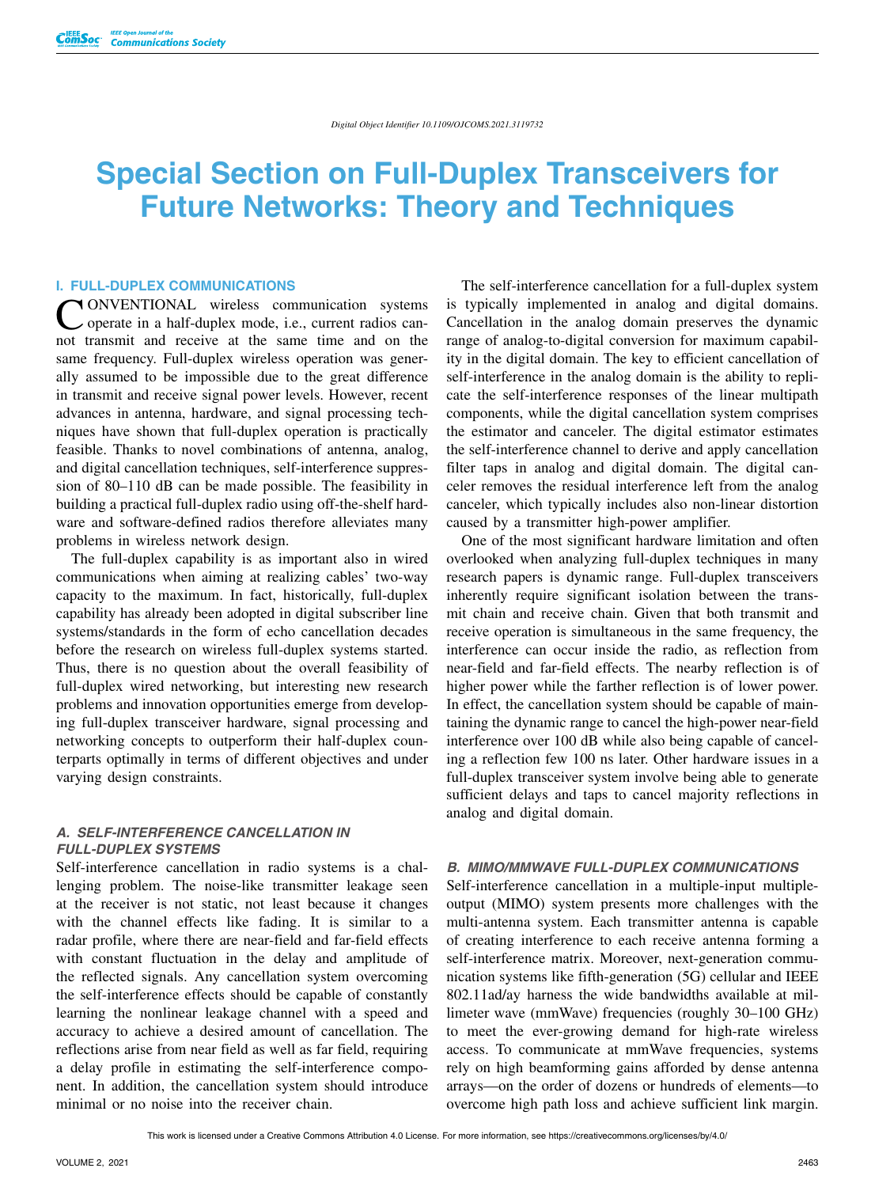Digital Object Identifier 10.1109/OJCOMS.2021.3119732

# Special Section on Full-Duplex Transceivers for Future Networks: Theory and Techniques

## I. FULL-DUPLEX COMMUNICATIONS

CONVENTIONAL wireless communication systems operate in a half-duplex mode, i.e., current radios cannot transmit and receive at the same time and on the same frequency. Full-duplex wireless operation was generally assumed to be impossible due to the great difference in transmit and receive signal power levels. However, recent advances in antenna, hardware, and signal processing techniques have shown that full-duplex operation is practically feasible. Thanks to novel combinations of antenna, analog, and digital cancellation techniques, self-interference suppression of 80–110 dB can be made possible. The feasibility in building a practical full-duplex radio using off-the-shelf hardware and software-defined radios therefore alleviates many problems in wireless network design.

The full-duplex capability is as important also in wired communications when aiming at realizing cables' two-way capacity to the maximum. In fact, historically, full-duplex capability has already been adopted in digital subscriber line systems/standards in the form of echo cancellation decades before the research on wireless full-duplex systems started. Thus, there is no question about the overall feasibility of full-duplex wired networking, but interesting new research problems and innovation opportunities emerge from developing full-duplex transceiver hardware, signal processing and networking concepts to outperform their half-duplex counterparts optimally in terms of different objectives and under varying design constraints.

### A. SELF-INTERFERENCE CANCELLATION IN FULL-DUPLEX SYSTEMS

Self-interference cancellation in radio systems is a challenging problem. The noise-like transmitter leakage seen at the receiver is not static, not least because it changes with the channel effects like fading. It is similar to a radar profile, where there are near-field and far-field effects with constant fluctuation in the delay and amplitude of the reflected signals. Any cancellation system overcoming the self-interference effects should be capable of constantly learning the nonlinear leakage channel with a speed and accuracy to achieve a desired amount of cancellation. The reflections arise from near field as well as far field, requiring a delay profile in estimating the self-interference component. In addition, the cancellation system should introduce minimal or no noise into the receiver chain.

The self-interference cancellation for a full-duplex system is typically implemented in analog and digital domains. Cancellation in the analog domain preserves the dynamic range of analog-to-digital conversion for maximum capability in the digital domain. The key to efficient cancellation of self-interference in the analog domain is the ability to replicate the self-interference responses of the linear multipath components, while the digital cancellation system comprises the estimator and canceler. The digital estimator estimates the self-interference channel to derive and apply cancellation filter taps in analog and digital domain. The digital canceler removes the residual interference left from the analog canceler, which typically includes also non-linear distortion caused by a transmitter high-power amplifier.

One of the most significant hardware limitation and often overlooked when analyzing full-duplex techniques in many research papers is dynamic range. Full-duplex transceivers inherently require significant isolation between the transmit chain and receive chain. Given that both transmit and receive operation is simultaneous in the same frequency, the interference can occur inside the radio, as reflection from near-field and far-field effects. The nearby reflection is of higher power while the farther reflection is of lower power. In effect, the cancellation system should be capable of maintaining the dynamic range to cancel the high-power near-field interference over 100 dB while also being capable of canceling a reflection few 100 ns later. Other hardware issues in a full-duplex transceiver system involve being able to generate sufficient delays and taps to cancel majority reflections in analog and digital domain.

### B. MIMO/MMWAVE FULL-DUPLEX COMMUNICATIONS

Self-interference cancellation in a multiple-input multiple-output (MIMO) system presents more challenges with the multi-antenna system. Each transmitter antenna is capable of creating interference to each receive antenna forming a self-interference matrix. Moreover, next-generation communication systems like fifth-generation (5G) cellular and IEEE 802.11ad/ay harness the wide bandwidths available at millimeter wave (mmWave) frequencies (roughly 30–100 GHz) to meet the ever-growing demand for high-rate wireless access. To communicate at mmWave frequencies, systems rely on high beamforming gains afforded by dense antenna arrays—on the order of dozens or hundreds of elements—to overcome high path loss and achieve sufficient link margin.

This work is licensed under a Creative Commons Attribution 4.0 License. For more information, see https://creativecommons.org/licenses/by/4.0/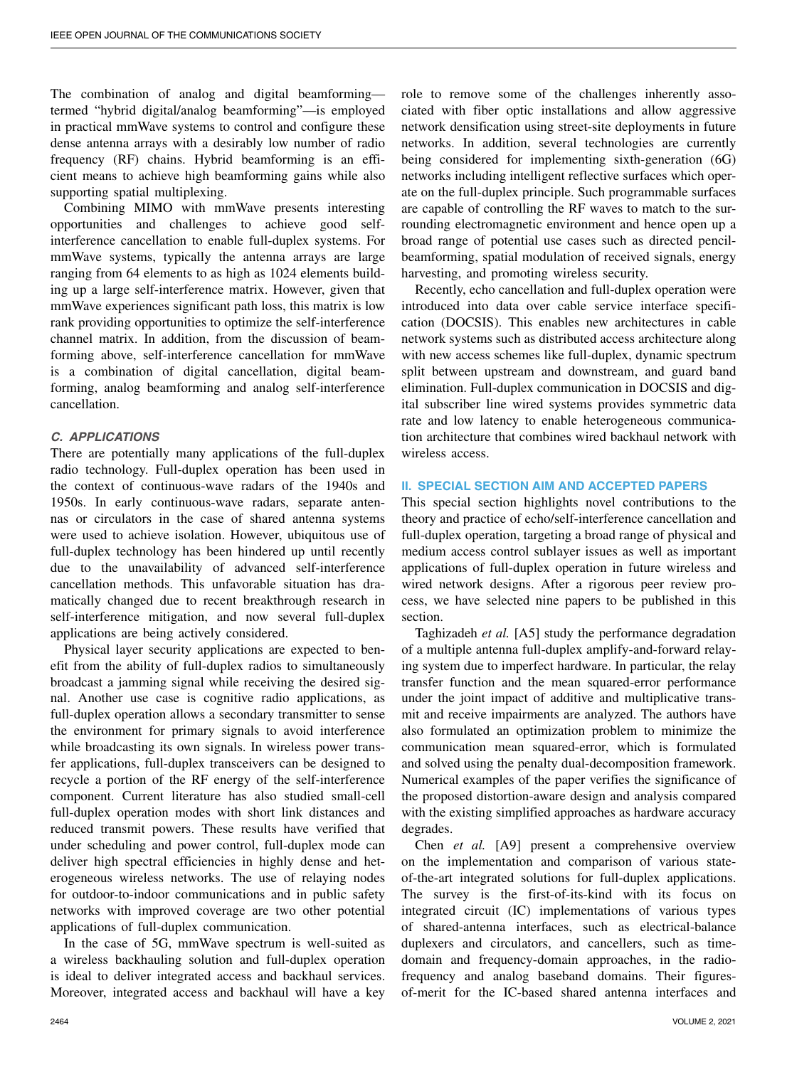The combination of analog and digital beamforming—termed "hybrid digital/analog beamforming"—is employed in practical mmWave systems to control and configure these dense antenna arrays with a desirably low number of radio frequency (RF) chains. Hybrid beamforming is an efficient means to achieve high beamforming gains while also supporting spatial multiplexing.

Combining MIMO with mmWave presents interesting opportunities and challenges to achieve good self-interference cancellation to enable full-duplex systems. For mmWave systems, typically the antenna arrays are large ranging from 64 elements to as high as 1024 elements building up a large self-interference matrix. However, given that mmWave experiences significant path loss, this matrix is low rank providing opportunities to optimize the self-interference channel matrix. In addition, from the discussion of beamforming above, self-interference cancellation for mmWave is a combination of digital cancellation, digital beamforming, analog beamforming and analog self-interference cancellation.

### *C. APPLICATIONS*

There are potentially many applications of the full-duplex radio technology. Full-duplex operation has been used in the context of continuous-wave radars of the 1940s and 1950s. In early continuous-wave radars, separate antennas or circulators in the case of shared antenna systems were used to achieve isolation. However, ubiquitous use of full-duplex technology has been hindered up until recently due to the unavailability of advanced self-interference cancellation methods. This unfavorable situation has dramatically changed due to recent breakthrough research in self-interference mitigation, and now several full-duplex applications are being actively considered.

Physical layer security applications are expected to benefit from the ability of full-duplex radios to simultaneously broadcast a jamming signal while receiving the desired signal. Another use case is cognitive radio applications, as full-duplex operation allows a secondary transmitter to sense the environment for primary signals to avoid interference while broadcasting its own signals. In wireless power transfer applications, full-duplex transceivers can be designed to recycle a portion of the RF energy of the self-interference component. Current literature has also studied small-cell full-duplex operation modes with short link distances and reduced transmit powers. These results have verified that under scheduling and power control, full-duplex mode can deliver high spectral efficiencies in highly dense and heterogeneous wireless networks. The use of relaying nodes for outdoor-to-indoor communications and in public safety networks with improved coverage are two other potential applications of full-duplex communication.

In the case of 5G, mmWave spectrum is well-suited as a wireless backhauling solution and full-duplex operation is ideal to deliver integrated access and backhaul services. Moreover, integrated access and backhaul will have a key role to remove some of the challenges inherently associated with fiber optic installations and allow aggressive network densification using street-site deployments in future networks. In addition, several technologies are currently being considered for implementing sixth-generation (6G) networks including intelligent reflective surfaces which operate on the full-duplex principle. Such programmable surfaces are capable of controlling the RF waves to match to the surrounding electromagnetic environment and hence open up a broad range of potential use cases such as directed pencil-beamforming, spatial modulation of received signals, energy harvesting, and promoting wireless security.

Recently, echo cancellation and full-duplex operation were introduced into data over cable service interface specification (DOCSIS). This enables new architectures in cable network systems such as distributed access architecture along with new access schemes like full-duplex, dynamic spectrum split between upstream and downstream, and guard band elimination. Full-duplex communication in DOCSIS and digital subscriber line wired systems provides symmetric data rate and low latency to enable heterogeneous communication architecture that combines wired backhaul network with wireless access.

## II. SPECIAL SECTION AIM AND ACCEPTED PAPERS

This special section highlights novel contributions to the theory and practice of echo/self-interference cancellation and full-duplex operation, targeting a broad range of physical and medium access control sublayer issues as well as important applications of full-duplex operation in future wireless and wired network designs. After a rigorous peer review process, we have selected nine papers to be published in this section.

Taghizadeh *et al.* [A5] study the performance degradation of a multiple antenna full-duplex amplify-and-forward relaying system due to imperfect hardware. In particular, the relay transfer function and the mean squared-error performance under the joint impact of additive and multiplicative transmit and receive impairments are analyzed. The authors have also formulated an optimization problem to minimize the communication mean squared-error, which is formulated and solved using the penalty dual-decomposition framework. Numerical examples of the paper verifies the significance of the proposed distortion-aware design and analysis compared with the existing simplified approaches as hardware accuracy degrades.

Chen *et al.* [A9] present a comprehensive overview on the implementation and comparison of various state-of-the-art integrated solutions for full-duplex applications. The survey is the first-of-its-kind with its focus on integrated circuit (IC) implementations of various types of shared-antenna interfaces, such as electrical-balance duplexers and circulators, and cancellers, such as time-domain and frequency-domain approaches, in the radio-frequency and analog baseband domains. Their figures-of-merit for the IC-based shared antenna interfaces and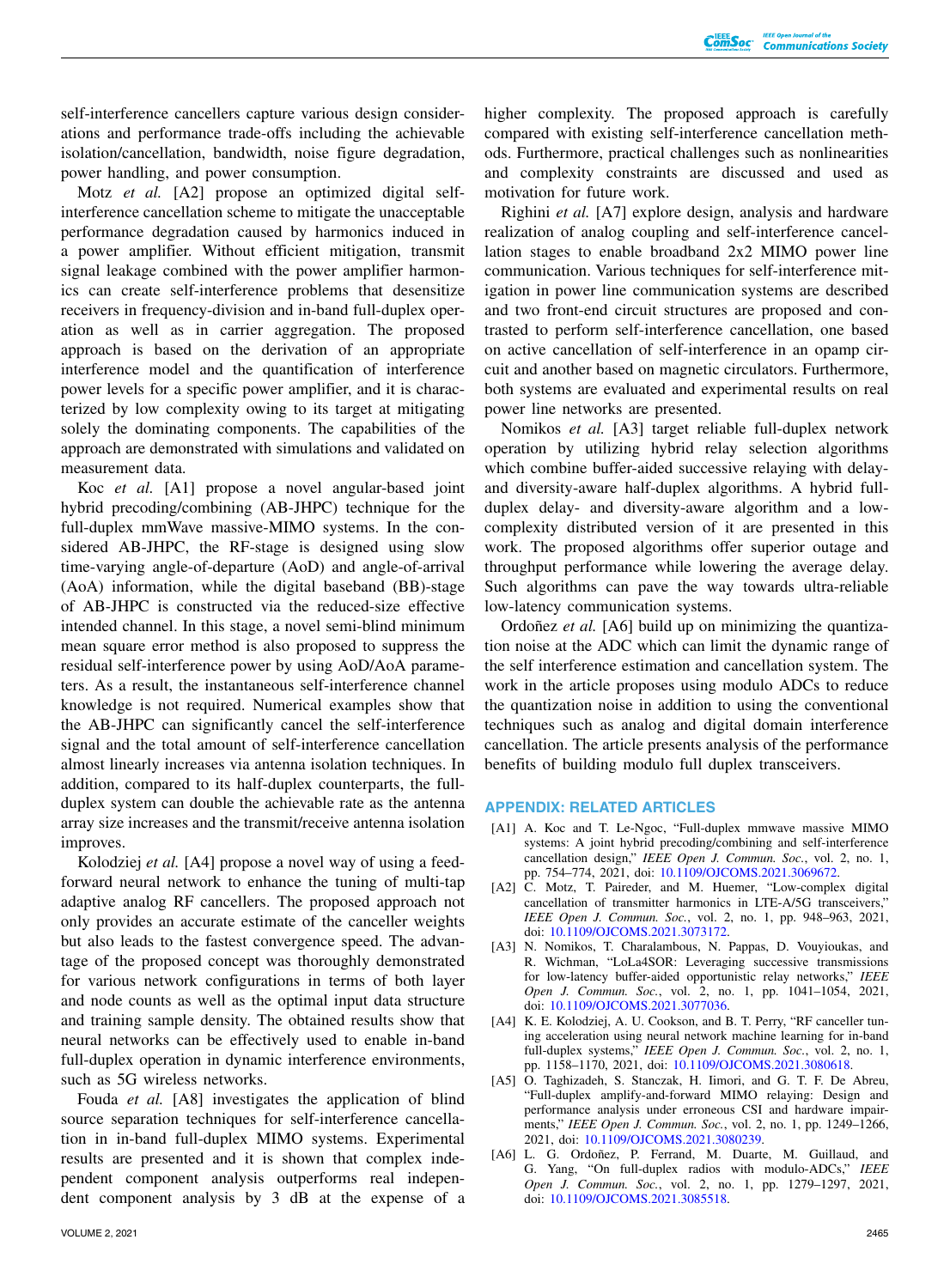self-interference cancellers capture various design considerations and performance trade-offs including the achievable isolation/cancellation, bandwidth, noise figure degradation, power handling, and power consumption.

Motz *et al.* [A2] propose an optimized digital self-interference cancellation scheme to mitigate the unacceptable performance degradation caused by harmonics induced in a power amplifier. Without efficient mitigation, transmit signal leakage combined with the power amplifier harmonics can create self-interference problems that desensitize receivers in frequency-division and in-band full-duplex operation as well as in carrier aggregation. The proposed approach is based on the derivation of an appropriate interference model and the quantification of interference power levels for a specific power amplifier, and it is characterized by low complexity owing to its target at mitigating solely the dominating components. The capabilities of the approach are demonstrated with simulations and validated on measurement data.

Koc *et al.* [A1] propose a novel angular-based joint hybrid precoding/combining (AB-JHPC) technique for the full-duplex mmWave massive-MIMO systems. In the considered AB-JHPC, the RF-stage is designed using slow time-varying angle-of-departure (AoD) and angle-of-arrival (AoA) information, while the digital baseband (BB)-stage of AB-JHPC is constructed via the reduced-size effective intended channel. In this stage, a novel semi-blind minimum mean square error method is also proposed to suppress the residual self-interference power by using AoD/AoA parameters. As a result, the instantaneous self-interference channel knowledge is not required. Numerical examples show that the AB-JHPC can significantly cancel the self-interference signal and the total amount of self-interference cancellation almost linearly increases via antenna isolation techniques. In addition, compared to its half-duplex counterparts, the full-duplex system can double the achievable rate as the antenna array size increases and the transmit/receive antenna isolation improves.

Kolodziej *et al.* [A4] propose a novel way of using a feed-forward neural network to enhance the tuning of multi-tap adaptive analog RF cancellers. The proposed approach not only provides an accurate estimate of the canceller weights but also leads to the fastest convergence speed. The advantage of the proposed concept was thoroughly demonstrated for various network configurations in terms of both layer and node counts as well as the optimal input data structure and training sample density. The obtained results show that neural networks can be effectively used to enable in-band full-duplex operation in dynamic interference environments, such as 5G wireless networks.

Fouda *et al.* [A8] investigates the application of blind source separation techniques for self-interference cancellation in in-band full-duplex MIMO systems. Experimental results are presented and it is shown that complex independent component analysis outperforms real independent component analysis by 3 dB at the expense of a higher complexity. The proposed approach is carefully compared with existing self-interference cancellation methods. Furthermore, practical challenges such as nonlinearities and complexity constraints are discussed and used as motivation for future work.

Righini *et al.* [A7] explore design, analysis and hardware realization of analog coupling and self-interference cancellation stages to enable broadband 2x2 MIMO power line communication. Various techniques for self-interference mitigation in power line communication systems are described and two front-end circuit structures are proposed and contrasted to perform self-interference cancellation, one based on active cancellation of self-interference in an opamp circuit and another based on magnetic circulators. Furthermore, both systems are evaluated and experimental results on real power line networks are presented.

Nomikos *et al.* [A3] target reliable full-duplex network operation by utilizing hybrid relay selection algorithms which combine buffer-aided successive relaying with delay- and diversity-aware half-duplex algorithms. A hybrid full-duplex delay- and diversity-aware algorithm and a low-complexity distributed version of it are presented in this work. The proposed algorithms offer superior outage and throughput performance while lowering the average delay. Such algorithms can pave the way towards ultra-reliable low-latency communication systems.

Ordoñez *et al.* [A6] build up on minimizing the quantization noise at the ADC which can limit the dynamic range of the self interference estimation and cancellation system. The work in the article proposes using modulo ADCs to reduce the quantization noise in addition to using the conventional techniques such as analog and digital domain interference cancellation. The article presents analysis of the performance benefits of building modulo full duplex transceivers.

## APPENDIX: RELATED ARTICLES

[A1] A. Koc and T. Le-Ngoc, "Full-duplex mmwave massive MIMO systems: A joint hybrid precoding/combining and self-interference cancellation design," *IEEE Open J. Commun. Soc.*, vol. 2, no. 1, pp. 754–774, 2021, doi: 10.1109/OJCOMS.2021.3069672.

[A2] C. Motz, T. Paireder, and M. Huemer, "Low-complex digital cancellation of transmitter harmonics in LTE-A/5G transceivers," *IEEE Open J. Commun. Soc.*, vol. 2, no. 1, pp. 948–963, 2021, doi: 10.1109/OJCOMS.2021.3073172.

[A3] N. Nomikos, T. Charalambous, N. Pappas, D. Vouyioukas, and R. Wichman, "LoLa4SOR: Leveraging successive transmissions for low-latency buffer-aided opportunistic relay networks," *IEEE Open J. Commun. Soc.*, vol. 2, no. 1, pp. 1041–1054, 2021, doi: 10.1109/OJCOMS.2021.3077036.

[A4] K. E. Kolodziej, A. U. Cookson, and B. T. Perry, "RF canceller tuning acceleration using neural network machine learning for in-band full-duplex systems," *IEEE Open J. Commun. Soc.*, vol. 2, no. 1, pp. 1158–1170, 2021, doi: 10.1109/OJCOMS.2021.3080618.

[A5] O. Taghizadeh, S. Stanczak, H. Iimori, and G. T. F. De Abreu, "Full-duplex amplify-and-forward MIMO relaying: Design and performance analysis under erroneous CSI and hardware impairments," *IEEE Open J. Commun. Soc.*, vol. 2, no. 1, pp. 1249–1266, 2021, doi: 10.1109/OJCOMS.2021.3080239.

[A6] L. G. Ordoñez, P. Ferrand, M. Duarte, M. Guillaud, and G. Yang, "On full-duplex radios with modulo-ADCs," *IEEE Open J. Commun. Soc.*, vol. 2, no. 1, pp. 1279–1297, 2021, doi: 10.1109/OJCOMS.2021.3085518.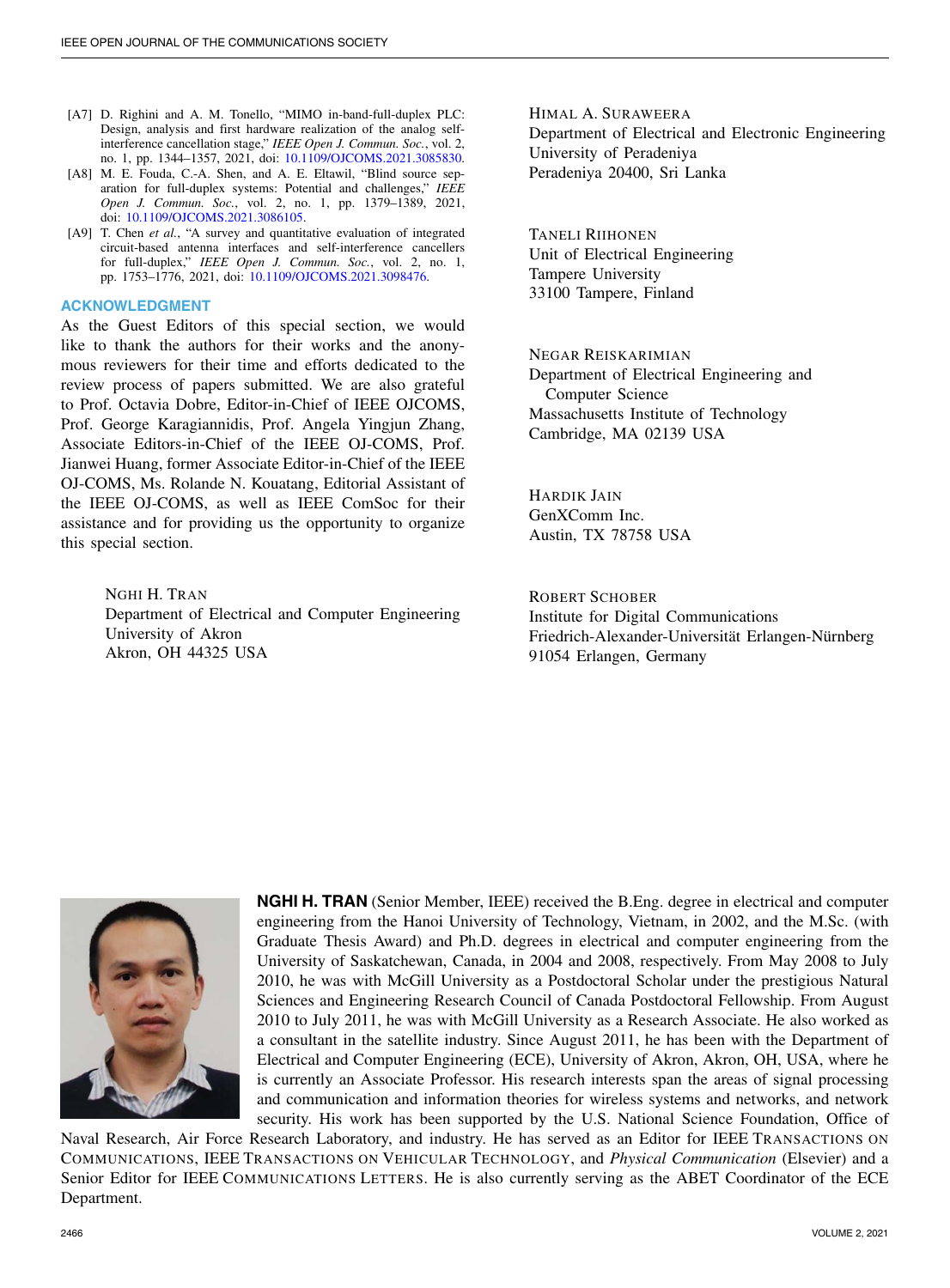[A7] D. Righini and A. M. Tonello, "MIMO in-band-full-duplex PLC: Design, analysis and first hardware realization of the analog self-interference cancellation stage," *IEEE Open J. Commun. Soc.*, vol. 2, no. 1, pp. 1344–1357, 2021, doi: 10.1109/OJCOMS.2021.3085830.

[A8] M. E. Fouda, C.-A. Shen, and A. E. Eltawil, "Blind source separation for full-duplex systems: Potential and challenges," *IEEE Open J. Commun. Soc.*, vol. 2, no. 1, pp. 1379–1389, 2021, doi: 10.1109/OJCOMS.2021.3086105.

[A9] T. Chen *et al.*, "A survey and quantitative evaluation of integrated circuit-based antenna interfaces and self-interference cancellers for full-duplex," *IEEE Open J. Commun. Soc.*, vol. 2, no. 1, pp. 1753–1776, 2021, doi: 10.1109/OJCOMS.2021.3098476.

## ACKNOWLEDGMENT

As the Guest Editors of this special section, we would like to thank the authors for their works and the anonymous reviewers for their time and efforts dedicated to the review process of papers submitted. We are also grateful to Prof. Octavia Dobre, Editor-in-Chief of IEEE OJCOMS, Prof. George Karagiannidis, Prof. Angela Yingjun Zhang, Associate Editors-in-Chief of the IEEE OJ-COMS, Prof. Jianwei Huang, former Associate Editor-in-Chief of the IEEE OJ-COMS, Ms. Rolande N. Kouatang, Editorial Assistant of the IEEE OJ-COMS, as well as IEEE ComSoc for their assistance and for providing us the opportunity to organize this special section.

NGHI H. TRAN
Department of Electrical and Computer Engineering
University of Akron
Akron, OH 44325 USA

HIMAL A. SURAWEERA
Department of Electrical and Electronic Engineering
University of Peradeniya
Peradeniya 20400, Sri Lanka

TANELI RIIHONEN
Unit of Electrical Engineering
Tampere University
33100 Tampere, Finland

NEGAR REISKARIMIAN
Department of Electrical Engineering and Computer Science
Massachusetts Institute of Technology
Cambridge, MA 02139 USA

HARDIK JAIN
GenXComm Inc.
Austin, TX 78758 USA

ROBERT SCHOBER
Institute for Digital Communications
Friedrich-Alexander-Universität Erlangen-Nürnberg
91054 Erlangen, Germany

**NGHI H. TRAN** (Senior Member, IEEE) received the B.Eng. degree in electrical and computer engineering from the Hanoi University of Technology, Vietnam, in 2002, and the M.Sc. (with Graduate Thesis Award) and Ph.D. degrees in electrical and computer engineering from the University of Saskatchewan, Canada, in 2004 and 2008, respectively. From May 2008 to July 2010, he was with McGill University as a Postdoctoral Scholar under the prestigious Natural Sciences and Engineering Research Council of Canada Postdoctoral Fellowship. From August 2010 to July 2011, he was with McGill University as a Research Associate. He also worked as a consultant in the satellite industry. Since August 2011, he has been with the Department of Electrical and Computer Engineering (ECE), University of Akron, Akron, OH, USA, where he is currently an Associate Professor. His research interests span the areas of signal processing and communication and information theories for wireless systems and networks, and network security. His work has been supported by the U.S. National Science Foundation, Office of Naval Research, Air Force Research Laboratory, and industry. He has served as an Editor for IEEE TRANSACTIONS ON COMMUNICATIONS, IEEE TRANSACTIONS ON VEHICULAR TECHNOLOGY, and *Physical Communication* (Elsevier) and a Senior Editor for IEEE COMMUNICATIONS LETTERS. He is also currently serving as the ABET Coordinator of the ECE Department.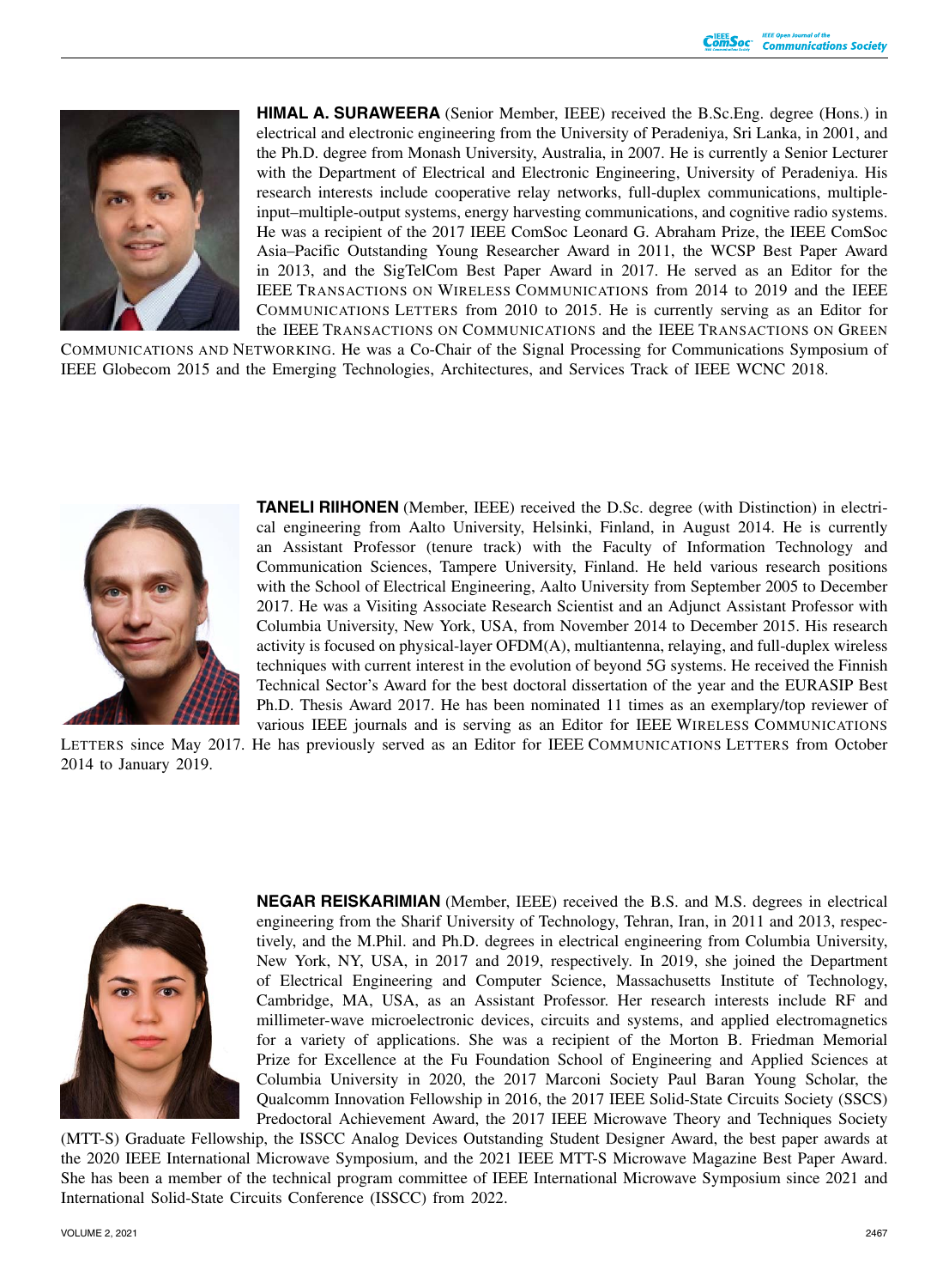**HIMAL A. SURAWEERA** (Senior Member, IEEE) received the B.Sc.Eng. degree (Hons.) in electrical and electronic engineering from the University of Peradeniya, Sri Lanka, in 2001, and the Ph.D. degree from Monash University, Australia, in 2007. He is currently a Senior Lecturer with the Department of Electrical and Electronic Engineering, University of Peradeniya. His research interests include cooperative relay networks, full-duplex communications, multiple-input–multiple-output systems, energy harvesting communications, and cognitive radio systems. He was a recipient of the 2017 IEEE ComSoc Leonard G. Abraham Prize, the IEEE ComSoc Asia–Pacific Outstanding Young Researcher Award in 2011, the WCSP Best Paper Award in 2013, and the SigTelCom Best Paper Award in 2017. He served as an Editor for the IEEE TRANSACTIONS ON WIRELESS COMMUNICATIONS from 2014 to 2019 and the IEEE COMMUNICATIONS LETTERS from 2010 to 2015. He is currently serving as an Editor for the IEEE TRANSACTIONS ON COMMUNICATIONS and the IEEE TRANSACTIONS ON GREEN COMMUNICATIONS AND NETWORKING. He was a Co-Chair of the Signal Processing for Communications Symposium of IEEE Globecom 2015 and the Emerging Technologies, Architectures, and Services Track of IEEE WCNC 2018.

**TANELI RIIHONEN** (Member, IEEE) received the D.Sc. degree (with Distinction) in electrical engineering from Aalto University, Helsinki, Finland, in August 2014. He is currently an Assistant Professor (tenure track) with the Faculty of Information Technology and Communication Sciences, Tampere University, Finland. He held various research positions with the School of Electrical Engineering, Aalto University from September 2005 to December 2017. He was a Visiting Associate Research Scientist and an Adjunct Assistant Professor with Columbia University, New York, USA, from November 2014 to December 2015. His research activity is focused on physical-layer OFDM(A), multiantenna, relaying, and full-duplex wireless techniques with current interest in the evolution of beyond 5G systems. He received the Finnish Technical Sector's Award for the best doctoral dissertation of the year and the EURASIP Best Ph.D. Thesis Award 2017. He has been nominated 11 times as an exemplary/top reviewer of various IEEE journals and is serving as an Editor for IEEE WIRELESS COMMUNICATIONS LETTERS since May 2017. He has previously served as an Editor for IEEE COMMUNICATIONS LETTERS from October 2014 to January 2019.

**NEGAR REISKARIMIAN** (Member, IEEE) received the B.S. and M.S. degrees in electrical engineering from the Sharif University of Technology, Tehran, Iran, in 2011 and 2013, respectively, and the M.Phil. and Ph.D. degrees in electrical engineering from Columbia University, New York, NY, USA, in 2017 and 2019, respectively. In 2019, she joined the Department of Electrical Engineering and Computer Science, Massachusetts Institute of Technology, Cambridge, MA, USA, as an Assistant Professor. Her research interests include RF and millimeter-wave microelectronic devices, circuits and systems, and applied electromagnetics for a variety of applications. She was a recipient of the Morton B. Friedman Memorial Prize for Excellence at the Fu Foundation School of Engineering and Applied Sciences at Columbia University in 2020, the 2017 Marconi Society Paul Baran Young Scholar, the Qualcomm Innovation Fellowship in 2016, the 2017 IEEE Solid-State Circuits Society (SSCS) Predoctoral Achievement Award, the 2017 IEEE Microwave Theory and Techniques Society (MTT-S) Graduate Fellowship, the ISSCC Analog Devices Outstanding Student Designer Award, the best paper awards at the 2020 IEEE International Microwave Symposium, and the 2021 IEEE MTT-S Microwave Magazine Best Paper Award. She has been a member of the technical program committee of IEEE International Microwave Symposium since 2021 and International Solid-State Circuits Conference (ISSCC) from 2022.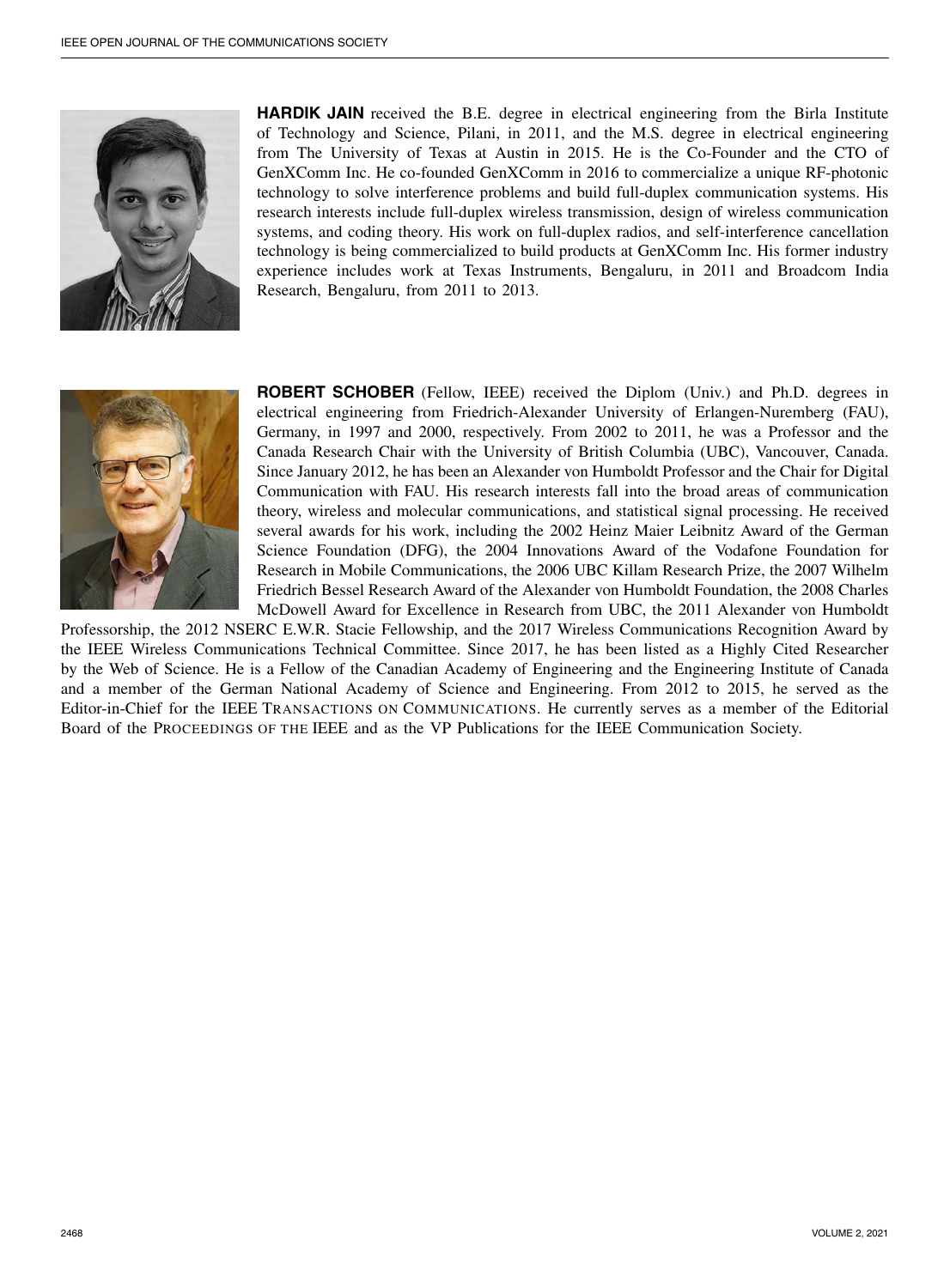**HARDIK JAIN** received the B.E. degree in electrical engineering from the Birla Institute of Technology and Science, Pilani, in 2011, and the M.S. degree in electrical engineering from The University of Texas at Austin in 2015. He is the Co-Founder and the CTO of GenXComm Inc. He co-founded GenXComm in 2016 to commercialize a unique RF-photonic technology to solve interference problems and build full-duplex communication systems. His research interests include full-duplex wireless transmission, design of wireless communication systems, and coding theory. His work on full-duplex radios, and self-interference cancellation technology is being commercialized to build products at GenXComm Inc. His former industry experience includes work at Texas Instruments, Bengaluru, in 2011 and Broadcom India Research, Bengaluru, from 2011 to 2013.

**ROBERT SCHOBER** (Fellow, IEEE) received the Diplom (Univ.) and Ph.D. degrees in electrical engineering from Friedrich-Alexander University of Erlangen-Nuremberg (FAU), Germany, in 1997 and 2000, respectively. From 2002 to 2011, he was a Professor and the Canada Research Chair with the University of British Columbia (UBC), Vancouver, Canada. Since January 2012, he has been an Alexander von Humboldt Professor and the Chair for Digital Communication with FAU. His research interests fall into the broad areas of communication theory, wireless and molecular communications, and statistical signal processing. He received several awards for his work, including the 2002 Heinz Maier Leibnitz Award of the German Science Foundation (DFG), the 2004 Innovations Award of the Vodafone Foundation for Research in Mobile Communications, the 2006 UBC Killam Research Prize, the 2007 Wilhelm Friedrich Bessel Research Award of the Alexander von Humboldt Foundation, the 2008 Charles McDowell Award for Excellence in Research from UBC, the 2011 Alexander von Humboldt Professorship, the 2012 NSERC E.W.R. Stacie Fellowship, and the 2017 Wireless Communications Recognition Award by the IEEE Wireless Communications Technical Committee. Since 2017, he has been listed as a Highly Cited Researcher by the Web of Science. He is a Fellow of the Canadian Academy of Engineering and the Engineering Institute of Canada and a member of the German National Academy of Science and Engineering. From 2012 to 2015, he served as the Editor-in-Chief for the IEEE TRANSACTIONS ON COMMUNICATIONS. He currently serves as a member of the Editorial Board of the PROCEEDINGS OF THE IEEE and as the VP Publications for the IEEE Communication Society.